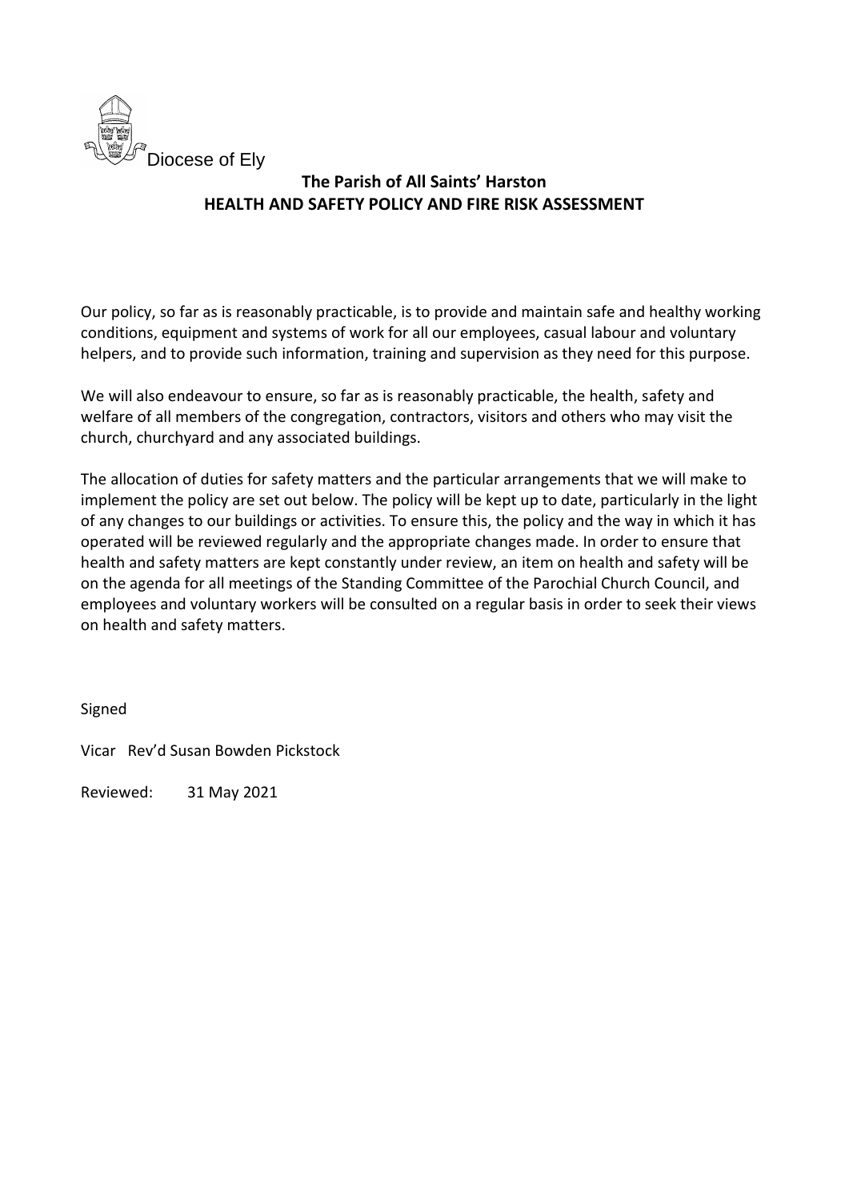Diocese of Ely

# The Parish of All Saints' Harston
# HEALTH AND SAFETY POLICY AND FIRE RISK ASSESSMENT

Our policy, so far as is reasonably practicable, is to provide and maintain safe and healthy working conditions, equipment and systems of work for all our employees, casual labour and voluntary helpers, and to provide such information, training and supervision as they need for this purpose.

We will also endeavour to ensure, so far as is reasonably practicable, the health, safety and welfare of all members of the congregation, contractors, visitors and others who may visit the church, churchyard and any associated buildings.

The allocation of duties for safety matters and the particular arrangements that we will make to implement the policy are set out below. The policy will be kept up to date, particularly in the light of any changes to our buildings or activities. To ensure this, the policy and the way in which it has operated will be reviewed regularly and the appropriate changes made. In order to ensure that health and safety matters are kept constantly under review, an item on health and safety will be on the agenda for all meetings of the Standing Committee of the Parochial Church Council, and employees and voluntary workers will be consulted on a regular basis in order to seek their views on health and safety matters.

Signed

Vicar Rev'd Susan Bowden Pickstock

Reviewed: 31 May 2021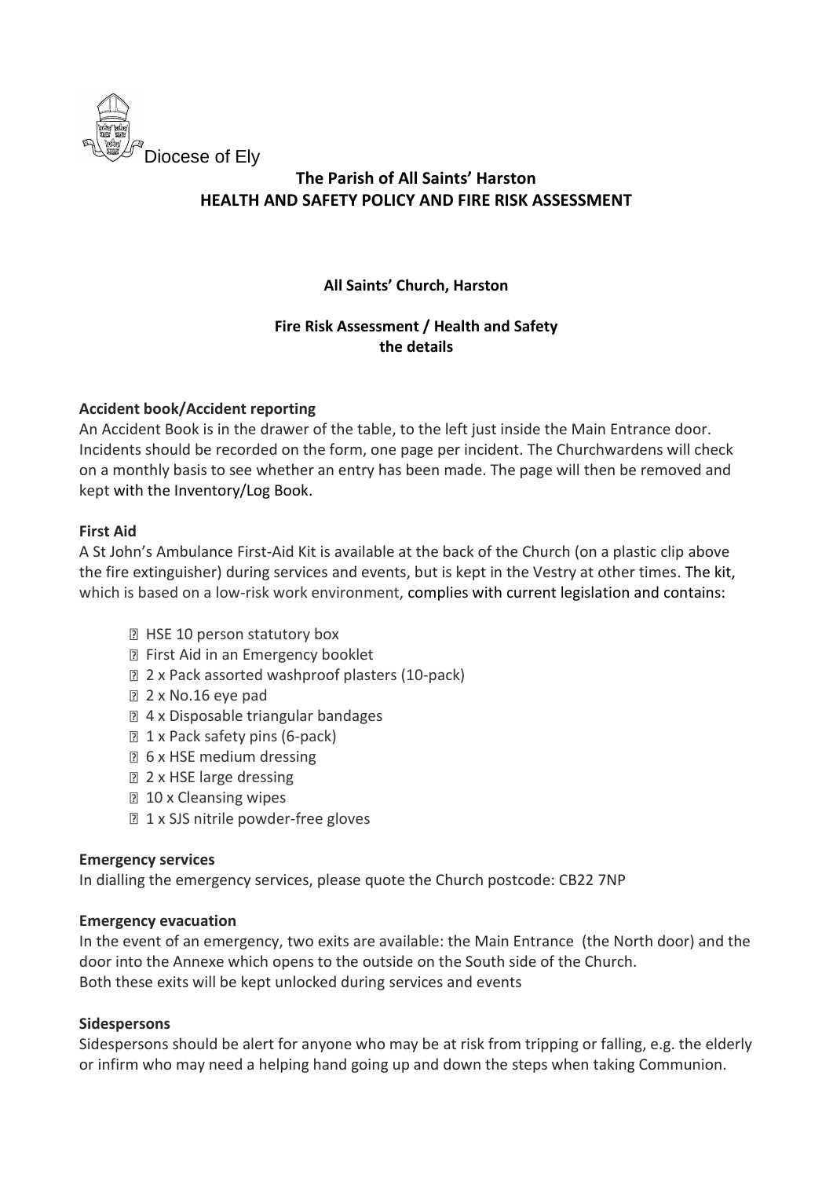Diocese of Ely

**The Parish of All Saints' Harston**
**HEALTH AND SAFETY POLICY AND FIRE RISK ASSESSMENT**

**All Saints' Church, Harston**

**Fire Risk Assessment / Health and Safety**
**the details**

**Accident book/Accident reporting**

An Accident Book is in the drawer of the table, to the left just inside the Main Entrance door. Incidents should be recorded on the form, one page per incident. The Churchwardens will check on a monthly basis to see whether an entry has been made. The page will then be removed and kept with the Inventory/Log Book.

**First Aid**

A St John's Ambulance First-Aid Kit is available at the back of the Church (on a plastic clip above the fire extinguisher) during services and events, but is kept in the Vestry at other times. The kit, which is based on a low-risk work environment, complies with current legislation and contains:

- HSE 10 person statutory box
- First Aid in an Emergency booklet
- 2 x Pack assorted washproof plasters (10-pack)
- 2 x No.16 eye pad
- 4 x Disposable triangular bandages
- 1 x Pack safety pins (6-pack)
- 6 x HSE medium dressing
- 2 x HSE large dressing
- 10 x Cleansing wipes
- 1 x SJS nitrile powder-free gloves

**Emergency services**

In dialling the emergency services, please quote the Church postcode: CB22 7NP

**Emergency evacuation**

In the event of an emergency, two exits are available: the Main Entrance (the North door) and the door into the Annexe which opens to the outside on the South side of the Church.
Both these exits will be kept unlocked during services and events

**Sidespersons**

Sidespersons should be alert for anyone who may be at risk from tripping or falling, e.g. the elderly or infirm who may need a helping hand going up and down the steps when taking Communion.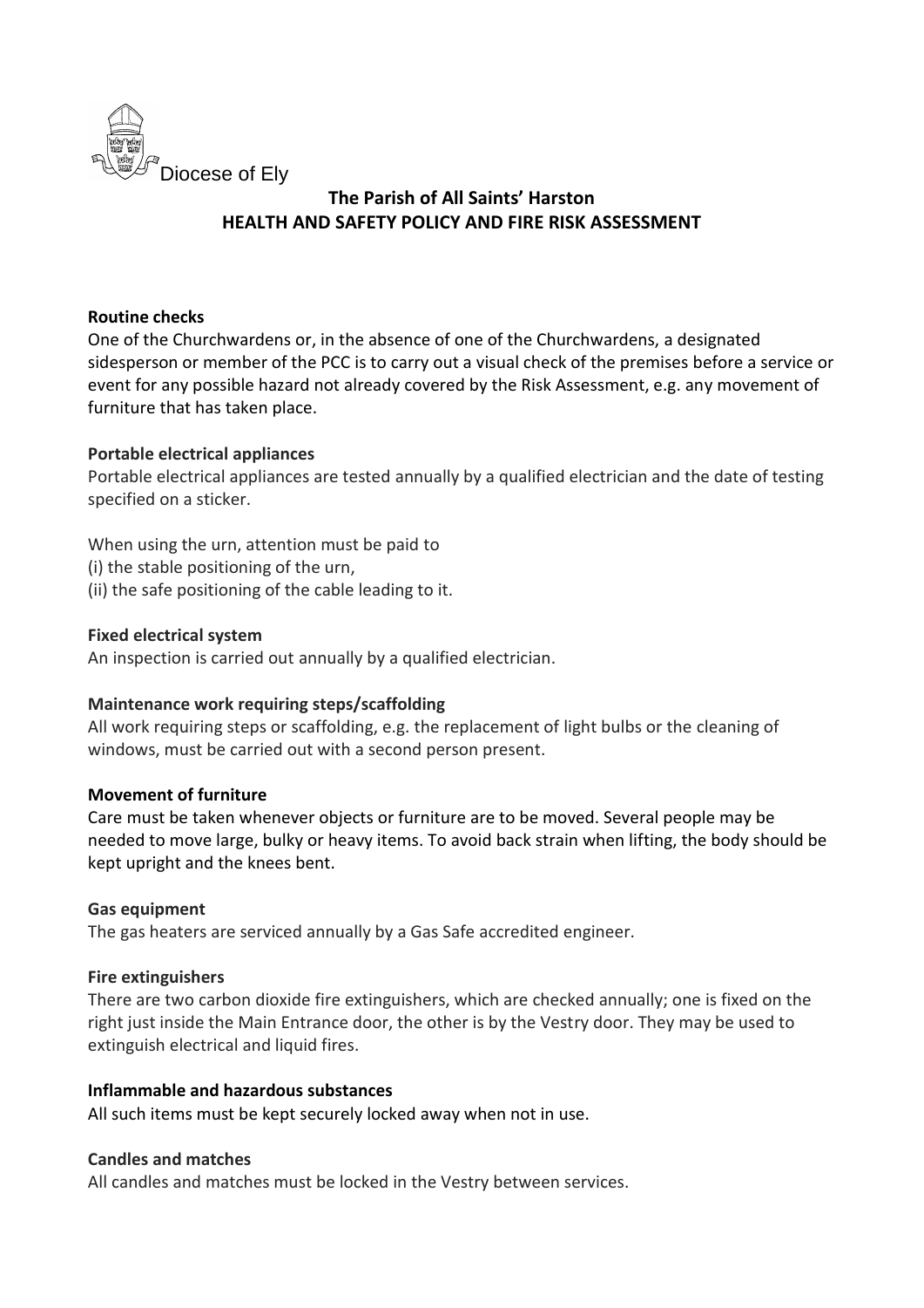Diocese of Ely

# The Parish of All Saints' Harston
## HEALTH AND SAFETY POLICY AND FIRE RISK ASSESSMENT

**Routine checks**

One of the Churchwardens or, in the absence of one of the Churchwardens, a designated sidesperson or member of the PCC is to carry out a visual check of the premises before a service or event for any possible hazard not already covered by the Risk Assessment, e.g. any movement of furniture that has taken place.

**Portable electrical appliances**

Portable electrical appliances are tested annually by a qualified electrician and the date of testing specified on a sticker.

When using the urn, attention must be paid to
(i) the stable positioning of the urn,
(ii) the safe positioning of the cable leading to it.

**Fixed electrical system**

An inspection is carried out annually by a qualified electrician.

**Maintenance work requiring steps/scaffolding**

All work requiring steps or scaffolding, e.g. the replacement of light bulbs or the cleaning of windows, must be carried out with a second person present.

**Movement of furniture**

Care must be taken whenever objects or furniture are to be moved. Several people may be needed to move large, bulky or heavy items. To avoid back strain when lifting, the body should be kept upright and the knees bent.

**Gas equipment**

The gas heaters are serviced annually by a Gas Safe accredited engineer.

**Fire extinguishers**

There are two carbon dioxide fire extinguishers, which are checked annually; one is fixed on the right just inside the Main Entrance door, the other is by the Vestry door. They may be used to extinguish electrical and liquid fires.

**Inflammable and hazardous substances**

All such items must be kept securely locked away when not in use.

**Candles and matches**

All candles and matches must be locked in the Vestry between services.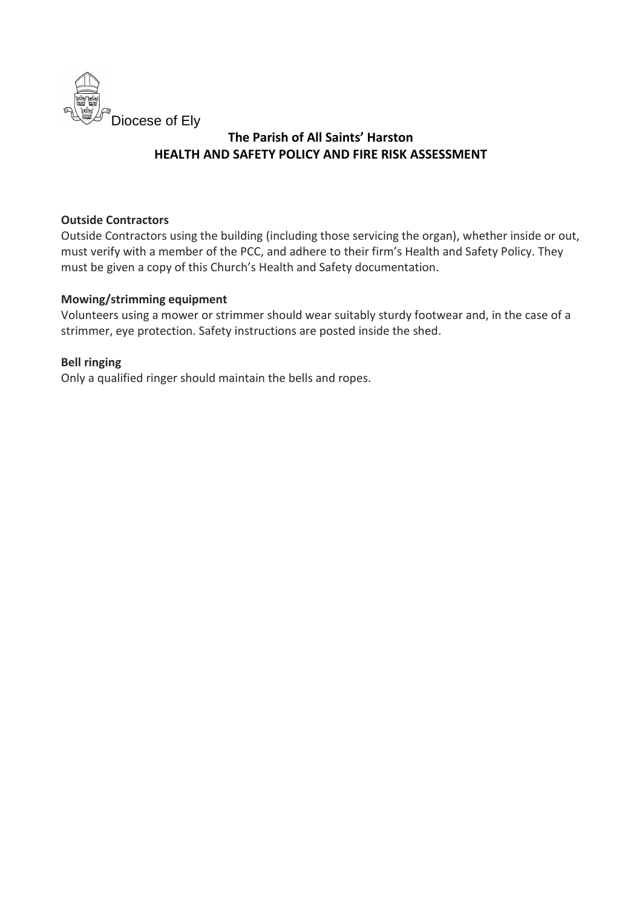Diocese of Ely

**The Parish of All Saints' Harston**
**HEALTH AND SAFETY POLICY AND FIRE RISK ASSESSMENT**

**Outside Contractors**

Outside Contractors using the building (including those servicing the organ), whether inside or out, must verify with a member of the PCC, and adhere to their firm's Health and Safety Policy. They must be given a copy of this Church's Health and Safety documentation.

**Mowing/strimming equipment**

Volunteers using a mower or strimmer should wear suitably sturdy footwear and, in the case of a strimmer, eye protection. Safety instructions are posted inside the shed.

**Bell ringing**

Only a qualified ringer should maintain the bells and ropes.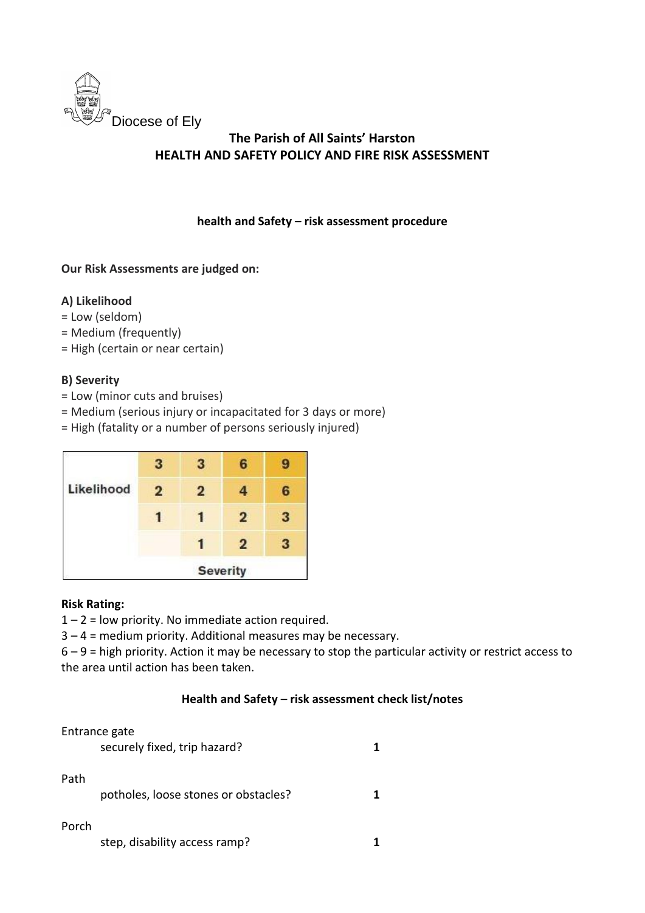Diocese of Ely

**The Parish of All Saints' Harston**
**HEALTH AND SAFETY POLICY AND FIRE RISK ASSESSMENT**

**health and Safety – risk assessment procedure**

**Our Risk Assessments are judged on:**

**A) Likelihood**
= Low (seldom)
= Medium (frequently)
= High (certain or near certain)

**B) Severity**
= Low (minor cuts and bruises)
= Medium (serious injury or incapacitated for 3 days or more)
= High (fatality or a number of persons seriously injured)

| Likelihood | 3 | 3 | 6 | 9 |
|---|---|---|---|---|
| | 2 | 2 | 4 | 6 |
| | 1 | 1 | 2 | 3 |
| | | 1 | 2 | 3 |
| | | Severity | | |

**Risk Rating:**
1 – 2 = low priority. No immediate action required.
3 – 4 = medium priority. Additional measures may be necessary.
6 – 9 = high priority. Action it may be necessary to stop the particular activity or restrict access to the area until action has been taken.

**Health and Safety – risk assessment check list/notes**

Entrance gate
securely fixed, trip hazard? **1**

Path
potholes, loose stones or obstacles? **1**

Porch
step, disability access ramp? **1**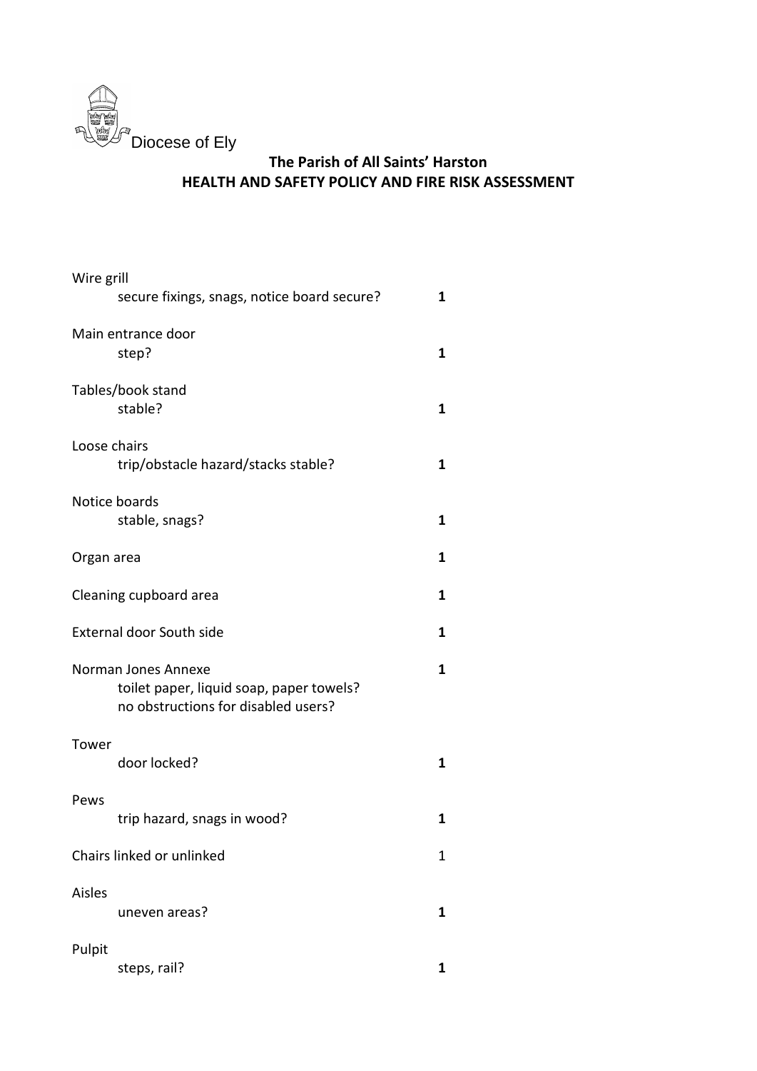Diocese of Ely

**The Parish of All Saints' Harston**
**HEALTH AND SAFETY POLICY AND FIRE RISK ASSESSMENT**

| Item | |
|---|---|
| Wire grill<br>secure fixings, snags, notice board secure? | **1** |
| Main entrance door<br>step? | **1** |
| Tables/book stand<br>stable? | **1** |
| Loose chairs<br>trip/obstacle hazard/stacks stable? | **1** |
| Notice boards<br>stable, snags? | **1** |
| Organ area | **1** |
| Cleaning cupboard area | **1** |
| External door South side | **1** |
| Norman Jones Annexe<br>toilet paper, liquid soap, paper towels?<br>no obstructions for disabled users? | **1** |
| Tower<br>door locked? | **1** |
| Pews<br>trip hazard, snags in wood? | **1** |
| Chairs linked or unlinked | 1 |
| Aisles<br>uneven areas? | **1** |
| Pulpit<br>steps, rail? | **1** |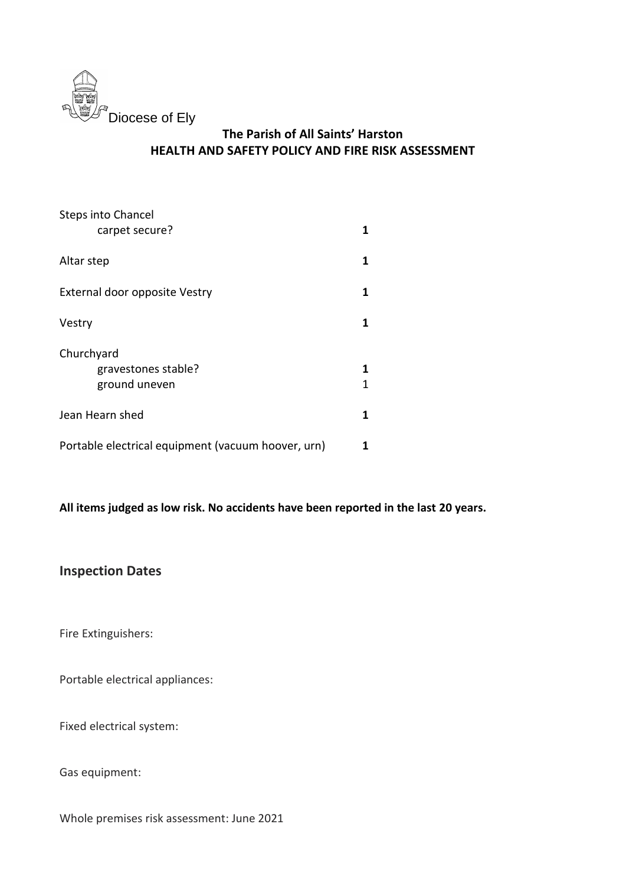Diocese of Ely

**The Parish of All Saints' Harston**
**HEALTH AND SAFETY POLICY AND FIRE RISK ASSESSMENT**

| | |
|---|---|
| Steps into Chancel | |
| carpet secure? | **1** |
| Altar step | **1** |
| External door opposite Vestry | **1** |
| Vestry | **1** |
| Churchyard | |
| gravestones stable? | **1** |
| ground uneven | 1 |
| Jean Hearn shed | **1** |
| Portable electrical equipment (vacuum hoover, urn) | **1** |

**All items judged as low risk. No accidents have been reported in the last 20 years.**

## Inspection Dates

Fire Extinguishers:

Portable electrical appliances:

Fixed electrical system:

Gas equipment:

Whole premises risk assessment: June 2021